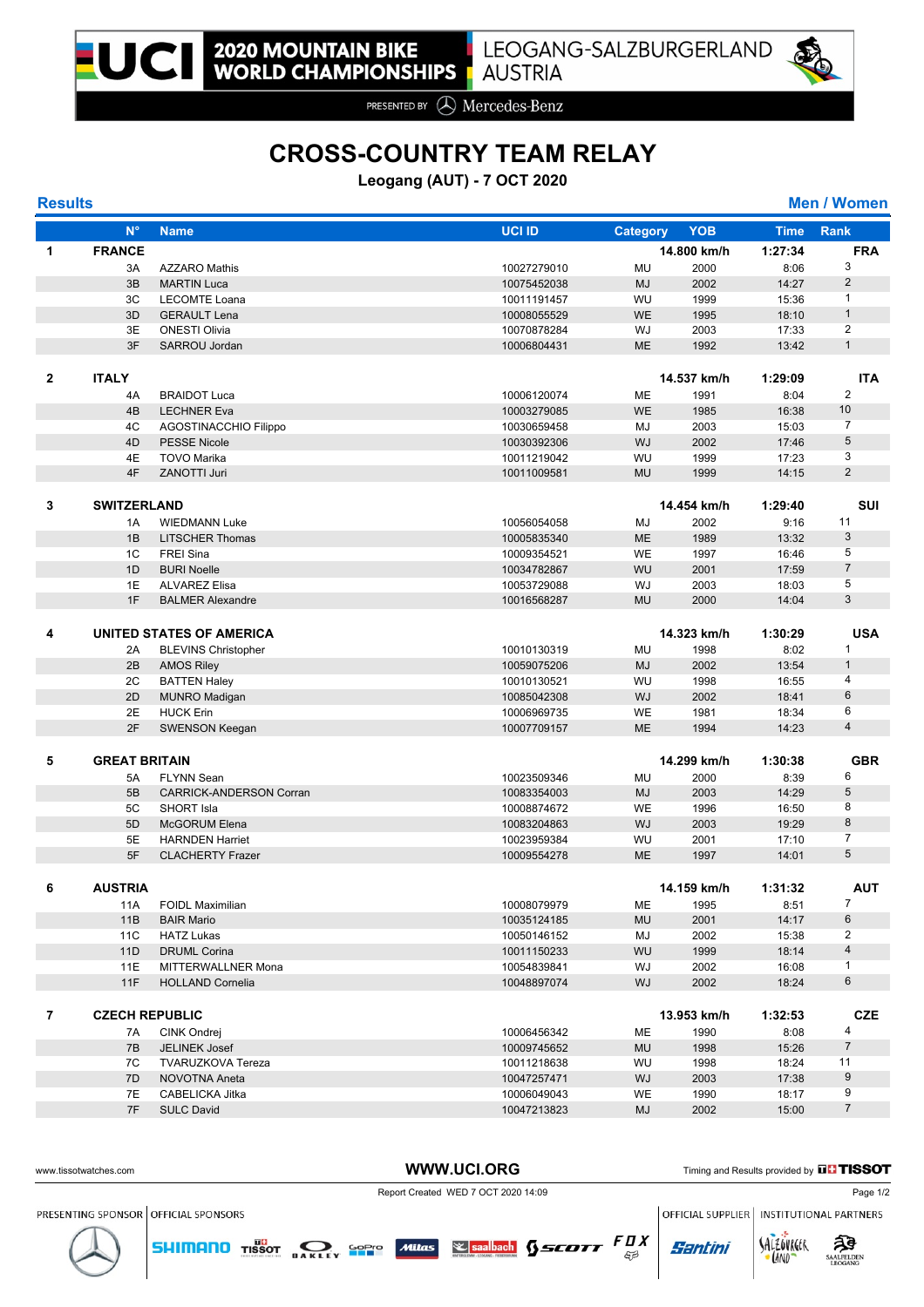# 2020 MOUNTAIN BIKE WORLD CHAMPIONSHIPS

LEOGANG-SALZBURGERLAND AUSTRIA

PRESENTED BY Mercedes-Benz

## CROSS-COUNTRY TEAM RELAY

**Leogang (AUT) - 7 OCT 2020**

**Results** **Men / Women**

| | N° | Name | UCI ID | Category | YOB | Time | Rank |
|---|---|---|---|---|---|---|---|
| **1** | **FRANCE** | | | | **14.800 km/h** | **1:27:34** | **FRA** |
| | 3A | AZZARO Mathis | 10027279010 | MU | 2000 | 8:06 | 3 |
| | 3B | MARTIN Luca | 10075452038 | MJ | 2002 | 14:27 | 2 |
| | 3C | LECOMTE Loana | 10011191457 | WU | 1999 | 15:36 | 1 |
| | 3D | GERAULT Lena | 10008055529 | WE | 1995 | 18:10 | 1 |
| | 3E | ONESTI Olivia | 10070878284 | WJ | 2003 | 17:33 | 2 |
| | 3F | SARROU Jordan | 10006804431 | ME | 1992 | 13:42 | 1 |
| **2** | **ITALY** | | | | **14.537 km/h** | **1:29:09** | **ITA** |
| | 4A | BRAIDOT Luca | 10006120074 | ME | 1991 | 8:04 | 2 |
| | 4B | LECHNER Eva | 10003279085 | WE | 1985 | 16:38 | 10 |
| | 4C | AGOSTINACCHIO Filippo | 10030659458 | MJ | 2003 | 15:03 | 7 |
| | 4D | PESSE Nicole | 10030392306 | WJ | 2002 | 17:46 | 5 |
| | 4E | TOVO Marika | 10011219042 | WU | 1999 | 17:23 | 3 |
| | 4F | ZANOTTI Juri | 10011009581 | MU | 1999 | 14:15 | 2 |
| **3** | **SWITZERLAND** | | | | **14.454 km/h** | **1:29:40** | **SUI** |
| | 1A | WIEDMANN Luke | 10056054058 | MJ | 2002 | 9:16 | 11 |
| | 1B | LITSCHER Thomas | 10005835340 | ME | 1989 | 13:32 | 3 |
| | 1C | FREI Sina | 10009354521 | WE | 1997 | 16:46 | 5 |
| | 1D | BURI Noelle | 10034782867 | WU | 2001 | 17:59 | 7 |
| | 1E | ALVAREZ Elisa | 10053729088 | WJ | 2003 | 18:03 | 5 |
| | 1F | BALMER Alexandre | 10016568287 | MU | 2000 | 14:04 | 3 |
| **4** | **UNITED STATES OF AMERICA** | | | | **14.323 km/h** | **1:30:29** | **USA** |
| | 2A | BLEVINS Christopher | 10010130319 | MU | 1998 | 8:02 | 1 |
| | 2B | AMOS Riley | 10059075206 | MJ | 2002 | 13:54 | 1 |
| | 2C | BATTEN Haley | 10010130521 | WU | 1998 | 16:55 | 4 |
| | 2D | MUNRO Madigan | 10085042308 | WJ | 2002 | 18:41 | 6 |
| | 2E | HUCK Erin | 10006969735 | WE | 1981 | 18:34 | 6 |
| | 2F | SWENSON Keegan | 10007709157 | ME | 1994 | 14:23 | 4 |
| **5** | **GREAT BRITAIN** | | | | **14.299 km/h** | **1:30:38** | **GBR** |
| | 5A | FLYNN Sean | 10023509346 | MU | 2000 | 8:39 | 6 |
| | 5B | CARRICK-ANDERSON Corran | 10083354003 | MJ | 2003 | 14:29 | 5 |
| | 5C | SHORT Isla | 10008874672 | WE | 1996 | 16:50 | 8 |
| | 5D | McGORUM Elena | 10083204863 | WJ | 2003 | 19:29 | 8 |
| | 5E | HARNDEN Harriet | 10023959384 | WU | 2001 | 17:10 | 7 |
| | 5F | CLACHERTY Frazer | 10009554278 | ME | 1997 | 14:01 | 5 |
| **6** | **AUSTRIA** | | | | **14.159 km/h** | **1:31:32** | **AUT** |
| | 11A | FOIDL Maximilian | 10008079979 | ME | 1995 | 8:51 | 7 |
| | 11B | BAIR Mario | 10035124185 | MU | 2001 | 14:17 | 6 |
| | 11C | HATZ Lukas | 10050146152 | MJ | 2002 | 15:38 | 2 |
| | 11D | DRUML Corina | 10011150233 | WU | 1999 | 18:14 | 4 |
| | 11E | MITTERWALLNER Mona | 10054839841 | WJ | 2002 | 16:08 | 1 |
| | 11F | HOLLAND Cornelia | 10048897074 | WJ | 2002 | 18:24 | 6 |
| **7** | **CZECH REPUBLIC** | | | | **13.953 km/h** | **1:32:53** | **CZE** |
| | 7A | CINK Ondrej | 10006456342 | ME | 1990 | 8:08 | 4 |
| | 7B | JELINEK Josef | 10009745652 | MU | 1998 | 15:26 | 7 |
| | 7C | TVARUZKOVA Tereza | 10011218638 | WU | 1998 | 18:24 | 11 |
| | 7D | NOVOTNA Aneta | 10047257471 | WJ | 2003 | 17:38 | 9 |
| | 7E | CABELICKA Jitka | 10006049043 | WE | 1990 | 18:17 | 9 |
| | 7F | SULC David | 10047213823 | MJ | 2002 | 15:00 | 7 |

www.tissotwatches.com WWW.UCI.ORG Timing and Results provided by TISSOT

Report Created WED 7 OCT 2020 14:09

PRESENTING SPONSOR | OFFICIAL SPONSORS | OFFICIAL SUPPLIER | INSTITUTIONAL PARTNERS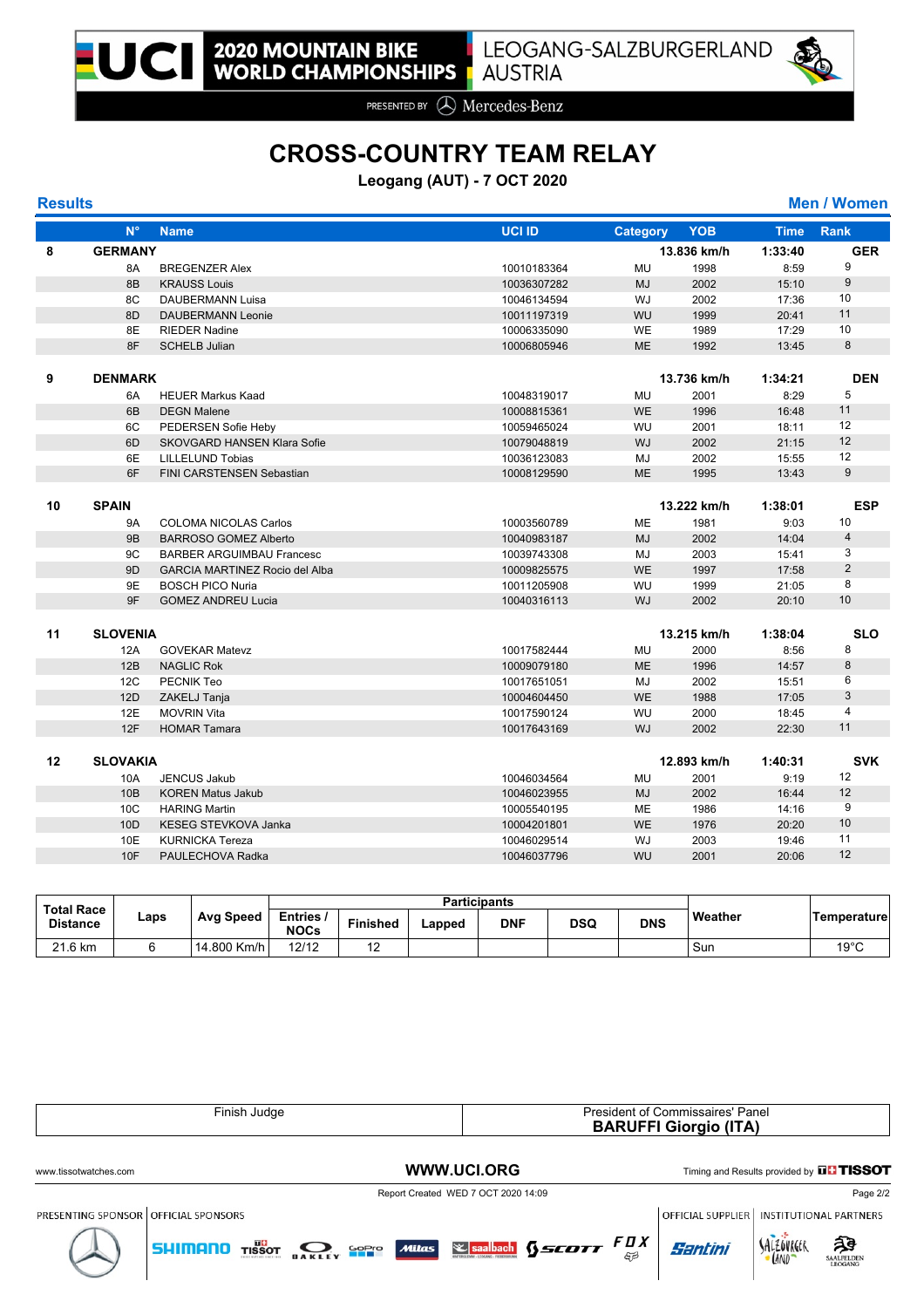# CROSS-COUNTRY TEAM RELAY

**Leogang (AUT) - 7 OCT 2020**

**Results** — **Men / Women**

| | N° | Name | UCI ID | Category | YOB | Time | Rank |
|---|---|---|---|---|---|---|---|
| **8** | **GERMANY** | | | | **13.836 km/h** | **1:33:40** | **GER** |
| | 8A | BREGENZER Alex | 10010183364 | MU | 1998 | 8:59 | 9 |
| | 8B | KRAUSS Louis | 10036307282 | MJ | 2002 | 15:10 | 9 |
| | 8C | DAUBERMANN Luisa | 10046134594 | WJ | 2002 | 17:36 | 10 |
| | 8D | DAUBERMANN Leonie | 10011197319 | WU | 1999 | 20:41 | 11 |
| | 8E | RIEDER Nadine | 10006335090 | WE | 1989 | 17:29 | 10 |
| | 8F | SCHELB Julian | 10006805946 | ME | 1992 | 13:45 | 8 |
| **9** | **DENMARK** | | | | **13.736 km/h** | **1:34:21** | **DEN** |
| | 6A | HEUER Markus Kaad | 10048319017 | MU | 2001 | 8:29 | 5 |
| | 6B | DEGN Malene | 10008815361 | WE | 1996 | 16:48 | 11 |
| | 6C | PEDERSEN Sofie Heby | 10059465024 | WU | 2001 | 18:11 | 12 |
| | 6D | SKOVGARD HANSEN Klara Sofie | 10079048819 | WJ | 2002 | 21:15 | 12 |
| | 6E | LILLELUND Tobias | 10036123083 | MJ | 2002 | 15:55 | 12 |
| | 6F | FINI CARSTENSEN Sebastian | 10008129590 | ME | 1995 | 13:43 | 9 |
| **10** | **SPAIN** | | | | **13.222 km/h** | **1:38:01** | **ESP** |
| | 9A | COLOMA NICOLAS Carlos | 10003560789 | ME | 1981 | 9:03 | 10 |
| | 9B | BARROSO GOMEZ Alberto | 10040983187 | MJ | 2002 | 14:04 | 4 |
| | 9C | BARBER ARGUIMBAU Francesc | 10039743308 | MJ | 2003 | 15:41 | 3 |
| | 9D | GARCIA MARTINEZ Rocio del Alba | 10009825575 | WE | 1997 | 17:58 | 2 |
| | 9E | BOSCH PICO Nuria | 10011205908 | WU | 1999 | 21:05 | 8 |
| | 9F | GOMEZ ANDREU Lucia | 10040316113 | WJ | 2002 | 20:10 | 10 |
| **11** | **SLOVENIA** | | | | **13.215 km/h** | **1:38:04** | **SLO** |
| | 12A | GOVEKAR Matevz | 10017582444 | MU | 2000 | 8:56 | 8 |
| | 12B | NAGLIC Rok | 10009079180 | ME | 1996 | 14:57 | 8 |
| | 12C | PECNIK Teo | 10017651051 | MJ | 2002 | 15:51 | 6 |
| | 12D | ZAKELJ Tanja | 10004604450 | WE | 1988 | 17:05 | 3 |
| | 12E | MOVRIN Vita | 10017590124 | WU | 2000 | 18:45 | 4 |
| | 12F | HOMAR Tamara | 10017643169 | WJ | 2002 | 22:30 | 11 |
| **12** | **SLOVAKIA** | | | | **12.893 km/h** | **1:40:31** | **SVK** |
| | 10A | JENCUS Jakub | 10046034564 | MU | 2001 | 9:19 | 12 |
| | 10B | KOREN Matus Jakub | 10046023955 | MJ | 2002 | 16:44 | 12 |
| | 10C | HARING Martin | 10005540195 | ME | 1986 | 14:16 | 9 |
| | 10D | KESEG STEVKOVA Janka | 10004201801 | WE | 1976 | 20:20 | 10 |
| | 10E | KURNICKA Tereza | 10046029514 | WJ | 2003 | 19:46 | 11 |
| | 10F | PAULECHOVA Radka | 10046037796 | WU | 2001 | 20:06 | 12 |

| Total Race Distance | Laps | Avg Speed | Participants | | | | | | Weather | Temperature |
|---|---|---|---|---|---|---|---|---|---|---|
| | | | Entries / NOCs | Finished | Lapped | DNF | DSQ | DNS | | |
| 21.6 km | 6 | 14.800 Km/h | 12/12 | 12 | | | | | Sun | 19°C |

| Finish Judge | President of Commissaires' Panel |
|---|---|
| | **BARUFFI Giorgio (ITA)** |